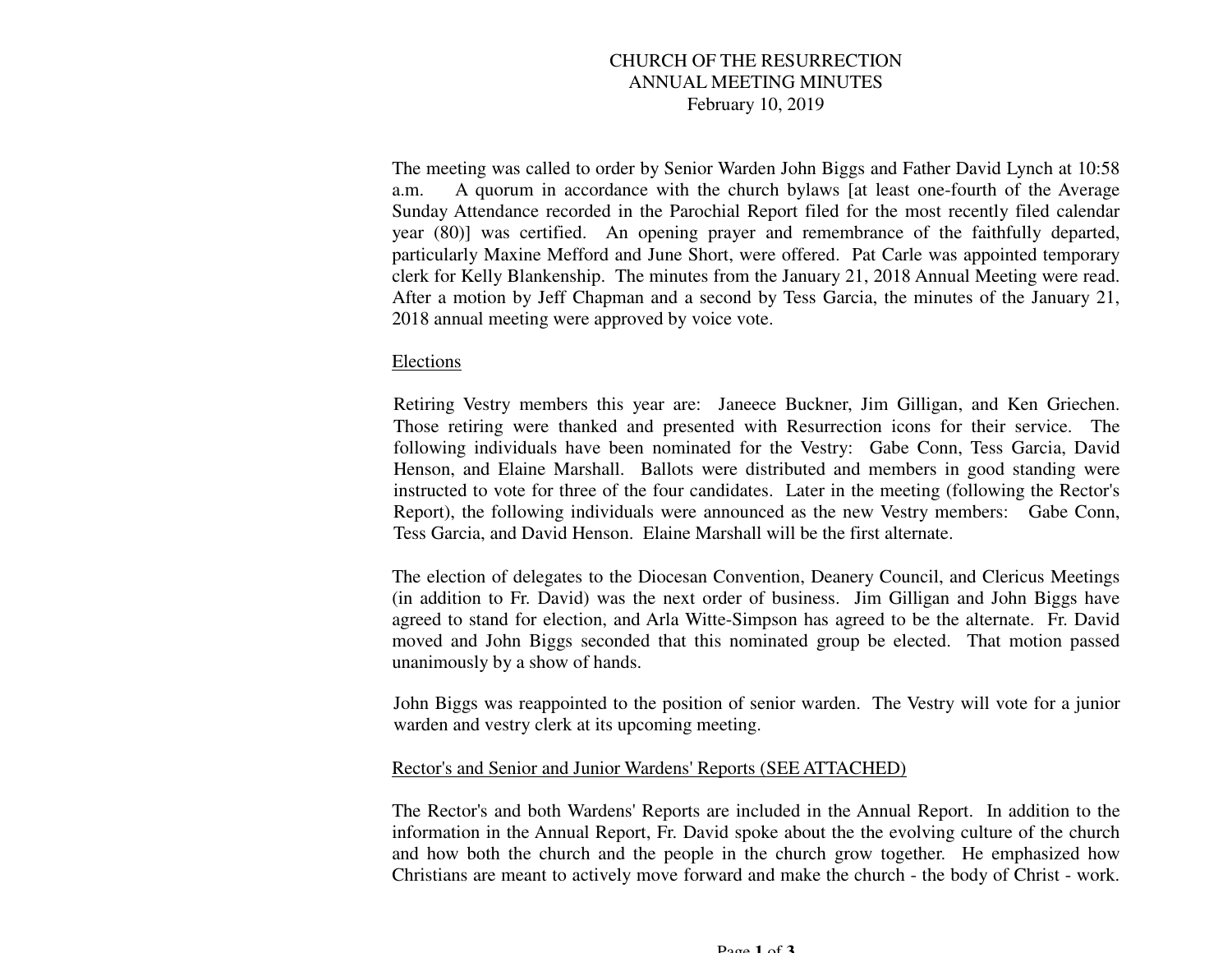CHURCH OF THE RESURRECTION
ANNUAL MEETING MINUTES
February 10, 2019

The meeting was called to order by Senior Warden John Biggs and Father David Lynch at 10:58 a.m. A quorum in accordance with the church bylaws [at least one-fourth of the Average Sunday Attendance recorded in the Parochial Report filed for the most recently filed calendar year (80)] was certified. An opening prayer and remembrance of the faithfully departed, particularly Maxine Mefford and June Short, were offered. Pat Carle was appointed temporary clerk for Kelly Blankenship. The minutes from the January 21, 2018 Annual Meeting were read. After a motion by Jeff Chapman and a second by Tess Garcia, the minutes of the January 21, 2018 annual meeting were approved by voice vote.

<u>Elections</u>

Retiring Vestry members this year are: Janeece Buckner, Jim Gilligan, and Ken Griechen. Those retiring were thanked and presented with Resurrection icons for their service. The following individuals have been nominated for the Vestry: Gabe Conn, Tess Garcia, David Henson, and Elaine Marshall. Ballots were distributed and members in good standing were instructed to vote for three of the four candidates. Later in the meeting (following the Rector's Report), the following individuals were announced as the new Vestry members: Gabe Conn, Tess Garcia, and David Henson. Elaine Marshall will be the first alternate.

The election of delegates to the Diocesan Convention, Deanery Council, and Clericus Meetings (in addition to Fr. David) was the next order of business. Jim Gilligan and John Biggs have agreed to stand for election, and Arla Witte-Simpson has agreed to be the alternate. Fr. David moved and John Biggs seconded that this nominated group be elected. That motion passed unanimously by a show of hands.

John Biggs was reappointed to the position of senior warden. The Vestry will vote for a junior warden and vestry clerk at its upcoming meeting.

<u>Rector's and Senior and Junior Wardens' Reports (SEE ATTACHED)</u>

The Rector's and both Wardens' Reports are included in the Annual Report. In addition to the information in the Annual Report, Fr. David spoke about the the evolving culture of the church and how both the church and the people in the church grow together. He emphasized how Christians are meant to actively move forward and make the church - the body of Christ - work.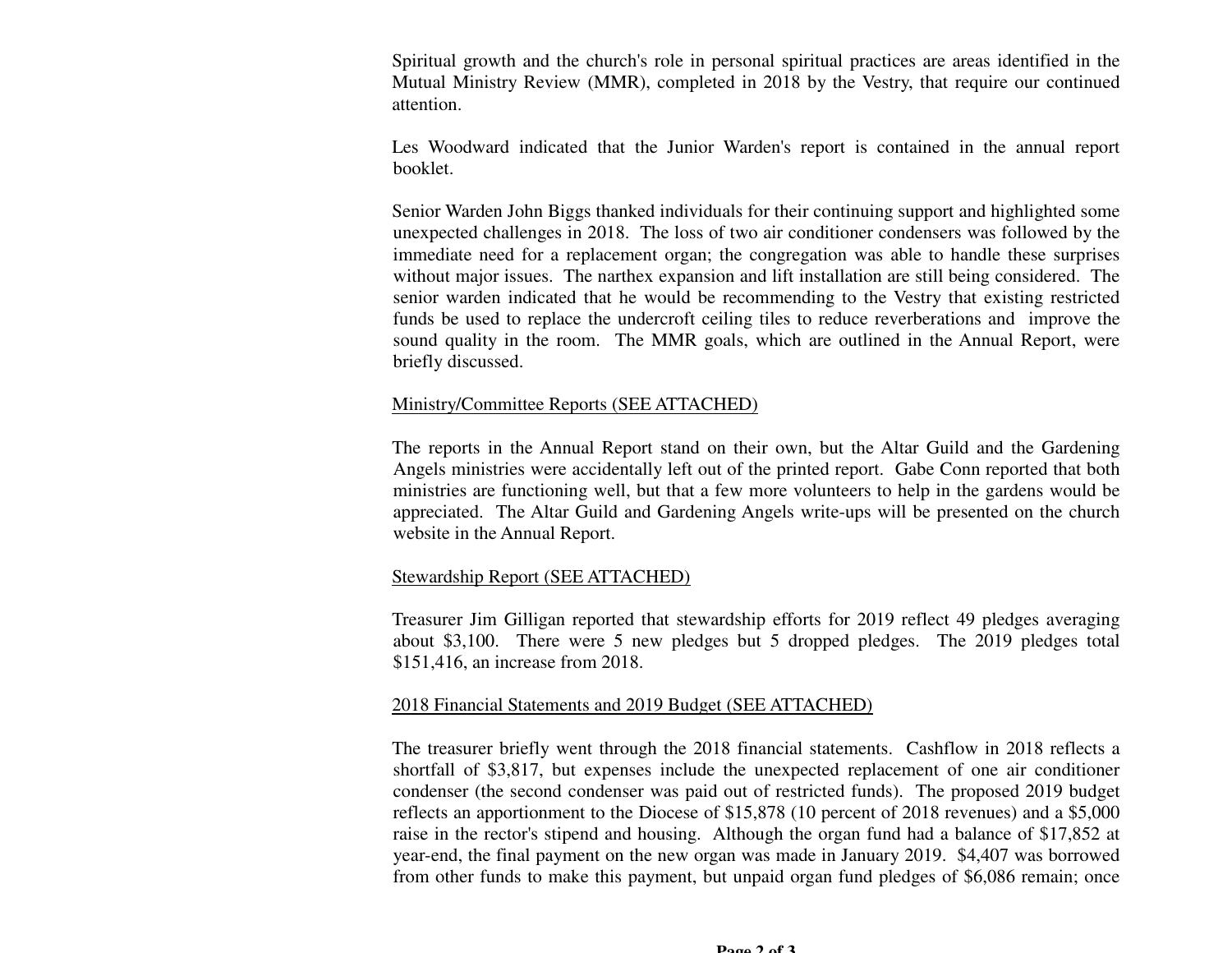Spiritual growth and the church's role in personal spiritual practices are areas identified in the Mutual Ministry Review (MMR), completed in 2018 by the Vestry, that require our continued attention.

Les Woodward indicated that the Junior Warden's report is contained in the annual report booklet.

Senior Warden John Biggs thanked individuals for their continuing support and highlighted some unexpected challenges in 2018. The loss of two air conditioner condensers was followed by the immediate need for a replacement organ; the congregation was able to handle these surprises without major issues. The narthex expansion and lift installation are still being considered. The senior warden indicated that he would be recommending to the Vestry that existing restricted funds be used to replace the undercroft ceiling tiles to reduce reverberations and improve the sound quality in the room. The MMR goals, which are outlined in the Annual Report, were briefly discussed.

<u>Ministry/Committee Reports (SEE ATTACHED)</u>

The reports in the Annual Report stand on their own, but the Altar Guild and the Gardening Angels ministries were accidentally left out of the printed report. Gabe Conn reported that both ministries are functioning well, but that a few more volunteers to help in the gardens would be appreciated. The Altar Guild and Gardening Angels write-ups will be presented on the church website in the Annual Report.

<u>Stewardship Report (SEE ATTACHED)</u>

Treasurer Jim Gilligan reported that stewardship efforts for 2019 reflect 49 pledges averaging about $3,100. There were 5 new pledges but 5 dropped pledges. The 2019 pledges total $151,416, an increase from 2018.

<u>2018 Financial Statements and 2019 Budget (SEE ATTACHED)</u>

The treasurer briefly went through the 2018 financial statements. Cashflow in 2018 reflects a shortfall of $3,817, but expenses include the unexpected replacement of one air conditioner condenser (the second condenser was paid out of restricted funds). The proposed 2019 budget reflects an apportionment to the Diocese of $15,878 (10 percent of 2018 revenues) and a $5,000 raise in the rector's stipend and housing. Although the organ fund had a balance of $17,852 at year-end, the final payment on the new organ was made in January 2019. $4,407 was borrowed from other funds to make this payment, but unpaid organ fund pledges of $6,086 remain; once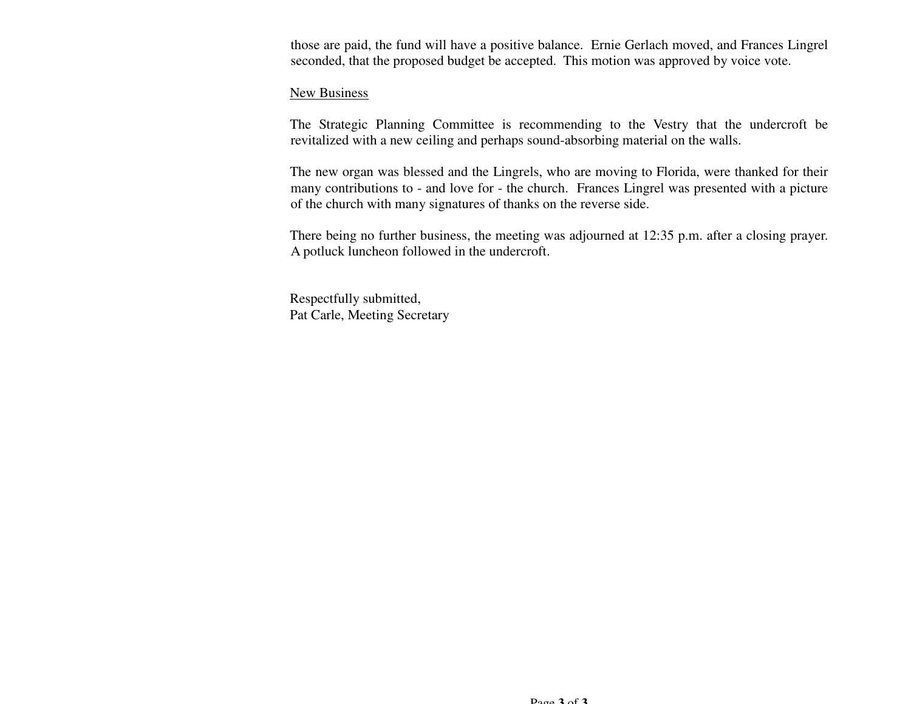those are paid, the fund will have a positive balance. Ernie Gerlach moved, and Frances Lingrel seconded, that the proposed budget be accepted. This motion was approved by voice vote.

New Business

The Strategic Planning Committee is recommending to the Vestry that the undercroft be revitalized with a new ceiling and perhaps sound-absorbing material on the walls.

The new organ was blessed and the Lingrels, who are moving to Florida, were thanked for their many contributions to - and love for - the church. Frances Lingrel was presented with a picture of the church with many signatures of thanks on the reverse side.

There being no further business, the meeting was adjourned at 12:35 p.m. after a closing prayer. A potluck luncheon followed in the undercroft.

Respectfully submitted,
Pat Carle, Meeting Secretary